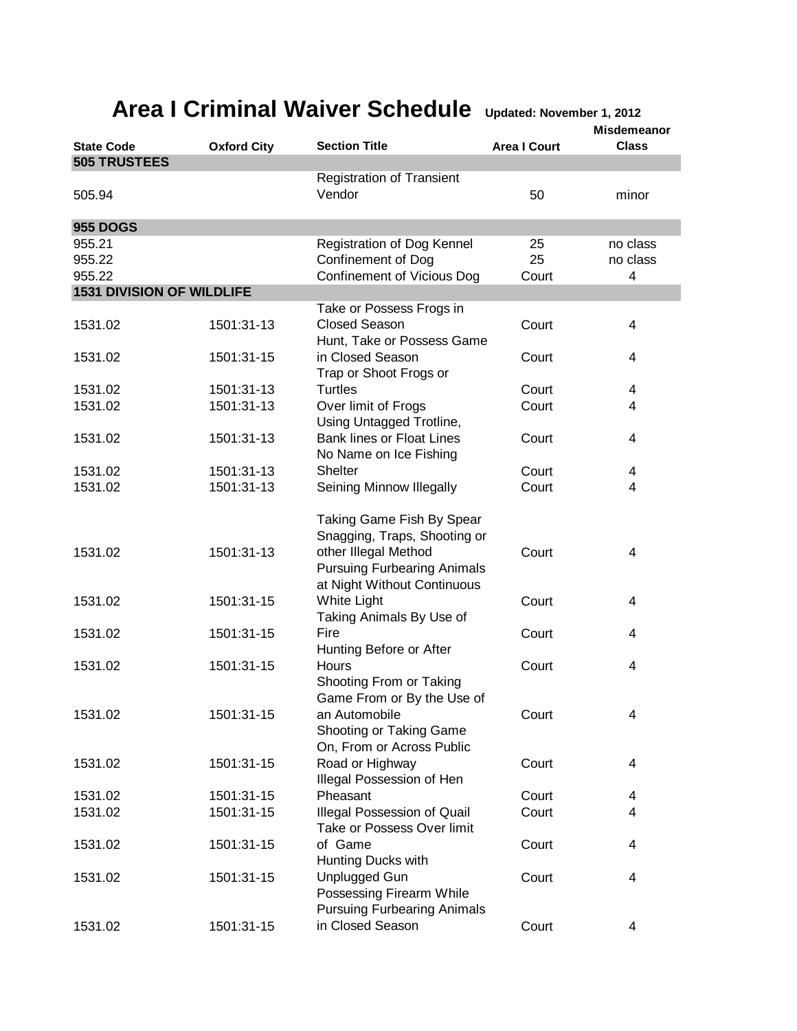# Area I Criminal Waiver Schedule

**Updated: November 1, 2012**

| State Code | Oxford City | Section Title | Area I Court | Misdemeanor Class |
|---|---|---|---|---|
| **505 TRUSTEES** | | | | |
| 505.94 | | Registration of Transient Vendor | 50 | minor |
| **955 DOGS** | | | | |
| 955.21 | | Registration of Dog Kennel | 25 | no class |
| 955.22 | | Confinement of Dog | 25 | no class |
| 955.22 | | Confinement of Vicious Dog | Court | 4 |
| **1531 DIVISION OF WILDLIFE** | | | | |
| 1531.02 | 1501:31-13 | Take or Possess Frogs in Closed Season | Court | 4 |
| 1531.02 | 1501:31-15 | Hunt, Take or Possess Game in Closed Season | Court | 4 |
| 1531.02 | 1501:31-13 | Trap or Shoot Frogs or Turtles | Court | 4 |
| 1531.02 | 1501:31-13 | Over limit of Frogs | Court | 4 |
| 1531.02 | 1501:31-13 | Using Untagged Trotline, Bank lines or Float Lines | Court | 4 |
| 1531.02 | 1501:31-13 | No Name on Ice Fishing Shelter | Court | 4 |
| 1531.02 | 1501:31-13 | Seining Minnow Illegally | Court | 4 |
| 1531.02 | 1501:31-13 | Taking Game Fish By Spear Snagging, Traps, Shooting or other Illegal Method | Court | 4 |
| 1531.02 | 1501:31-15 | Pursuing Furbearing Animals at Night Without Continuous White Light | Court | 4 |
| 1531.02 | 1501:31-15 | Taking Animals By Use of Fire | Court | 4 |
| 1531.02 | 1501:31-15 | Hunting Before or After Hours | Court | 4 |
| 1531.02 | 1501:31-15 | Shooting From or Taking Game From or By the Use of an Automobile | Court | 4 |
| 1531.02 | 1501:31-15 | Shooting or Taking Game On, From or Across Public Road or Highway | Court | 4 |
| 1531.02 | 1501:31-15 | Illegal Possession of Hen Pheasant | Court | 4 |
| 1531.02 | 1501:31-15 | Illegal Possession of Quail | Court | 4 |
| 1531.02 | 1501:31-15 | Take or Possess Over limit of Game | Court | 4 |
| 1531.02 | 1501:31-15 | Hunting Ducks with Unplugged Gun | Court | 4 |
| 1531.02 | 1501:31-15 | Possessing Firearm While Pursuing Furbearing Animals in Closed Season | Court | 4 |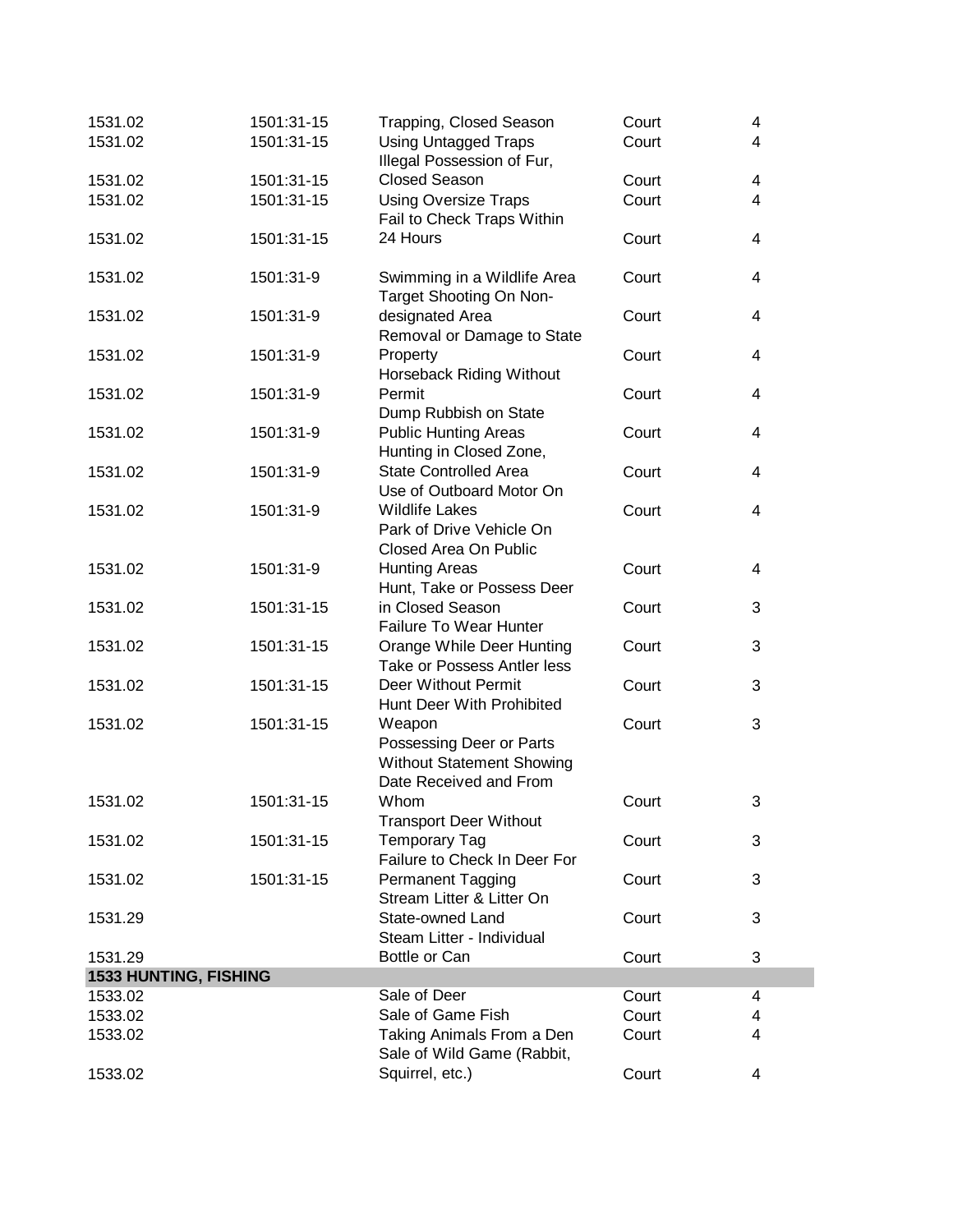| | | | | |
|---|---|---|---|---|
| 1531.02 | 1501:31-15 | Trapping, Closed Season | Court | 4 |
| 1531.02 | 1501:31-15 | Using Untagged Traps | Court | 4 |
| 1531.02 | 1501:31-15 | Illegal Possession of Fur, Closed Season | Court | 4 |
| 1531.02 | 1501:31-15 | Using Oversize Traps | Court | 4 |
| 1531.02 | 1501:31-15 | Fail to Check Traps Within 24 Hours | Court | 4 |
| 1531.02 | 1501:31-9 | Swimming in a Wildlife Area | Court | 4 |
| 1531.02 | 1501:31-9 | Target Shooting On Non-designated Area | Court | 4 |
| 1531.02 | 1501:31-9 | Removal or Damage to State Property | Court | 4 |
| 1531.02 | 1501:31-9 | Horseback Riding Without Permit | Court | 4 |
| 1531.02 | 1501:31-9 | Dump Rubbish on State Public Hunting Areas | Court | 4 |
| 1531.02 | 1501:31-9 | Hunting in Closed Zone, State Controlled Area | Court | 4 |
| 1531.02 | 1501:31-9 | Use of Outboard Motor On Wildlife Lakes | Court | 4 |
| 1531.02 | 1501:31-9 | Park of Drive Vehicle On Closed Area On Public Hunting Areas | Court | 4 |
| 1531.02 | 1501:31-15 | Hunt, Take or Possess Deer in Closed Season | Court | 3 |
| 1531.02 | 1501:31-15 | Failure To Wear Hunter Orange While Deer Hunting | Court | 3 |
| 1531.02 | 1501:31-15 | Take or Possess Antler less Deer Without Permit | Court | 3 |
| 1531.02 | 1501:31-15 | Hunt Deer With Prohibited Weapon | Court | 3 |
| 1531.02 | 1501:31-15 | Possessing Deer or Parts Without Statement Showing Date Received and From Whom | Court | 3 |
| 1531.02 | 1501:31-15 | Transport Deer Without Temporary Tag | Court | 3 |
| 1531.02 | 1501:31-15 | Failure to Check In Deer For Permanent Tagging | Court | 3 |
| 1531.29 | | Stream Litter & Litter On State-owned Land | Court | 3 |
| 1531.29 | | Steam Litter - Individual Bottle or Can | Court | 3 |
| **1533 HUNTING, FISHING** | | | | |
| 1533.02 | | Sale of Deer | Court | 4 |
| 1533.02 | | Sale of Game Fish | Court | 4 |
| 1533.02 | | Taking Animals From a Den | Court | 4 |
| 1533.02 | | Sale of Wild Game (Rabbit, Squirrel, etc.) | Court | 4 |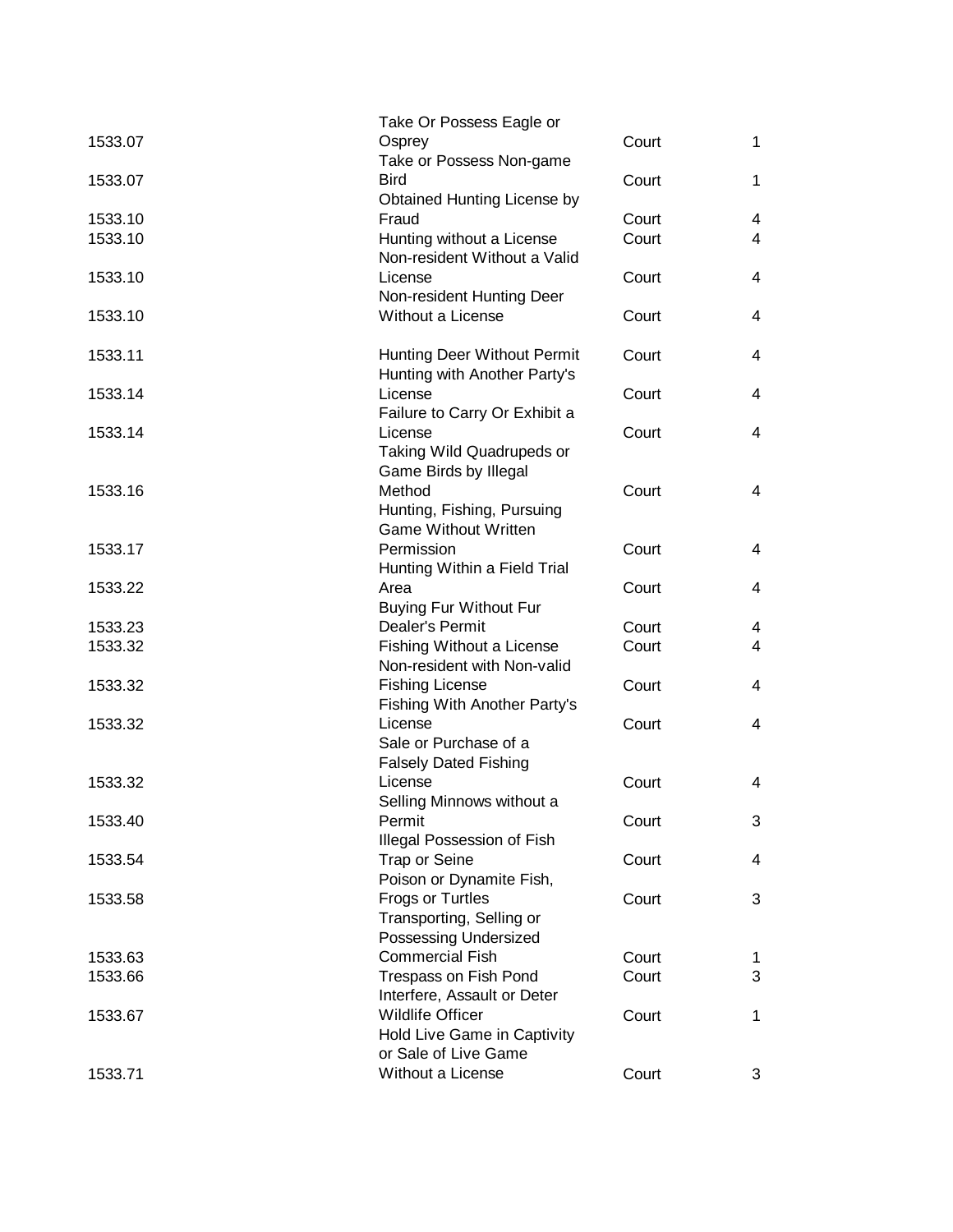| | | | |
|---|---|---|---|
| 1533.07 | Take Or Possess Eagle or Osprey | Court | 1 |
| 1533.07 | Take or Possess Non-game Bird | Court | 1 |
| 1533.10 | Obtained Hunting License by Fraud | Court | 4 |
| 1533.10 | Hunting without a License | Court | 4 |
| 1533.10 | Non-resident Without a Valid License | Court | 4 |
| 1533.10 | Non-resident Hunting Deer Without a License | Court | 4 |
| 1533.11 | Hunting Deer Without Permit | Court | 4 |
| 1533.14 | Hunting with Another Party's License | Court | 4 |
| 1533.14 | Failure to Carry Or Exhibit a License | Court | 4 |
| 1533.16 | Taking Wild Quadrupeds or Game Birds by Illegal Method | Court | 4 |
| 1533.17 | Hunting, Fishing, Pursuing Game Without Written Permission | Court | 4 |
| 1533.22 | Hunting Within a Field Trial Area | Court | 4 |
| 1533.23 | Buying Fur Without Fur Dealer's Permit | Court | 4 |
| 1533.32 | Fishing Without a License | Court | 4 |
| 1533.32 | Non-resident with Non-valid Fishing License | Court | 4 |
| 1533.32 | Fishing With Another Party's License | Court | 4 |
| 1533.32 | Sale or Purchase of a Falsely Dated Fishing License | Court | 4 |
| 1533.40 | Selling Minnows without a Permit | Court | 3 |
| 1533.54 | Illegal Possession of Fish Trap or Seine | Court | 4 |
| 1533.58 | Poison or Dynamite Fish, Frogs or Turtles | Court | 3 |
| 1533.63 | Transporting, Selling or Possessing Undersized Commercial Fish | Court | 1 |
| 1533.66 | Trespass on Fish Pond | Court | 3 |
| 1533.67 | Interfere, Assault or Deter Wildlife Officer | Court | 1 |
| 1533.71 | Hold Live Game in Captivity or Sale of Live Game Without a License | Court | 3 |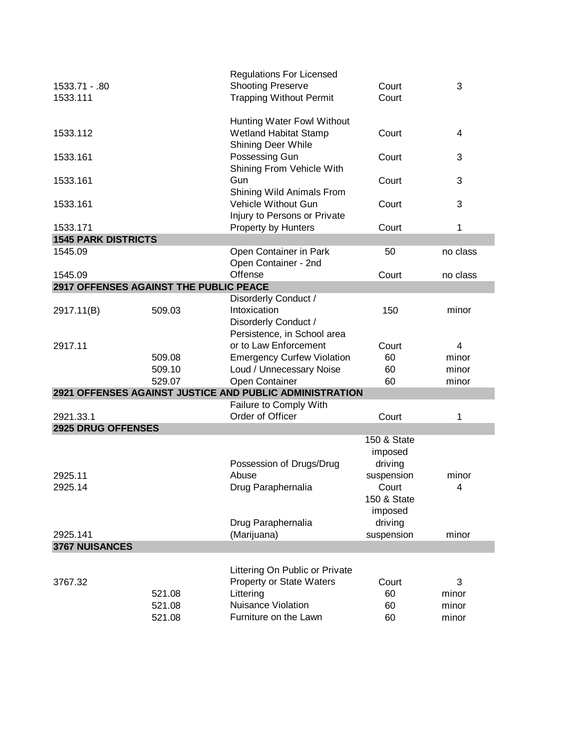| | | | | |
|---|---|---|---|---|
| 1533.71 - .80 | | Regulations For Licensed Shooting Preserve | Court | 3 |
| 1533.111 | | Trapping Without Permit | Court | |
| 1533.112 | | Hunting Water Fowl Without Wetland Habitat Stamp | Court | 4 |
| 1533.161 | | Shining Deer While Possessing Gun | Court | 3 |
| 1533.161 | | Shining From Vehicle With Gun | Court | 3 |
| 1533.161 | | Shining Wild Animals From Vehicle Without Gun | Court | 3 |
| 1533.171 | | Injury to Persons or Private Property by Hunters | Court | 1 |
| **1545 PARK DISTRICTS** | | | | |
| 1545.09 | | Open Container in Park | 50 | no class |
| 1545.09 | | Open Container - 2nd Offense | Court | no class |
| **2917 OFFENSES AGAINST THE PUBLIC PEACE** | | | | |
| 2917.11(B) | 509.03 | Disorderly Conduct / Intoxication | 150 | minor |
| 2917.11 | | Disorderly Conduct / Persistence, in School area or to Law Enforcement | Court | 4 |
| | 509.08 | Emergency Curfew Violation | 60 | minor |
| | 509.10 | Loud / Unnecessary Noise | 60 | minor |
| | 529.07 | Open Container | 60 | minor |
| **2921 OFFENSES AGAINST JUSTICE AND PUBLIC ADMINISTRATION** | | | | |
| 2921.33.1 | | Failure to Comply With Order of Officer | Court | 1 |
| **2925 DRUG OFFENSES** | | | | |
| 2925.11 | | Possession of Drugs/Drug Abuse | 150 & State imposed driving suspension | minor |
| 2925.14 | | Drug Paraphernalia | Court | 4 |
| 2925.141 | | Drug Paraphernalia (Marijuana) | 150 & State imposed driving suspension | minor |
| **3767 NUISANCES** | | | | |
| 3767.32 | | Littering On Public or Private Property or State Waters | Court | 3 |
| | 521.08 | Littering | 60 | minor |
| | 521.08 | Nuisance Violation | 60 | minor |
| | 521.08 | Furniture on the Lawn | 60 | minor |